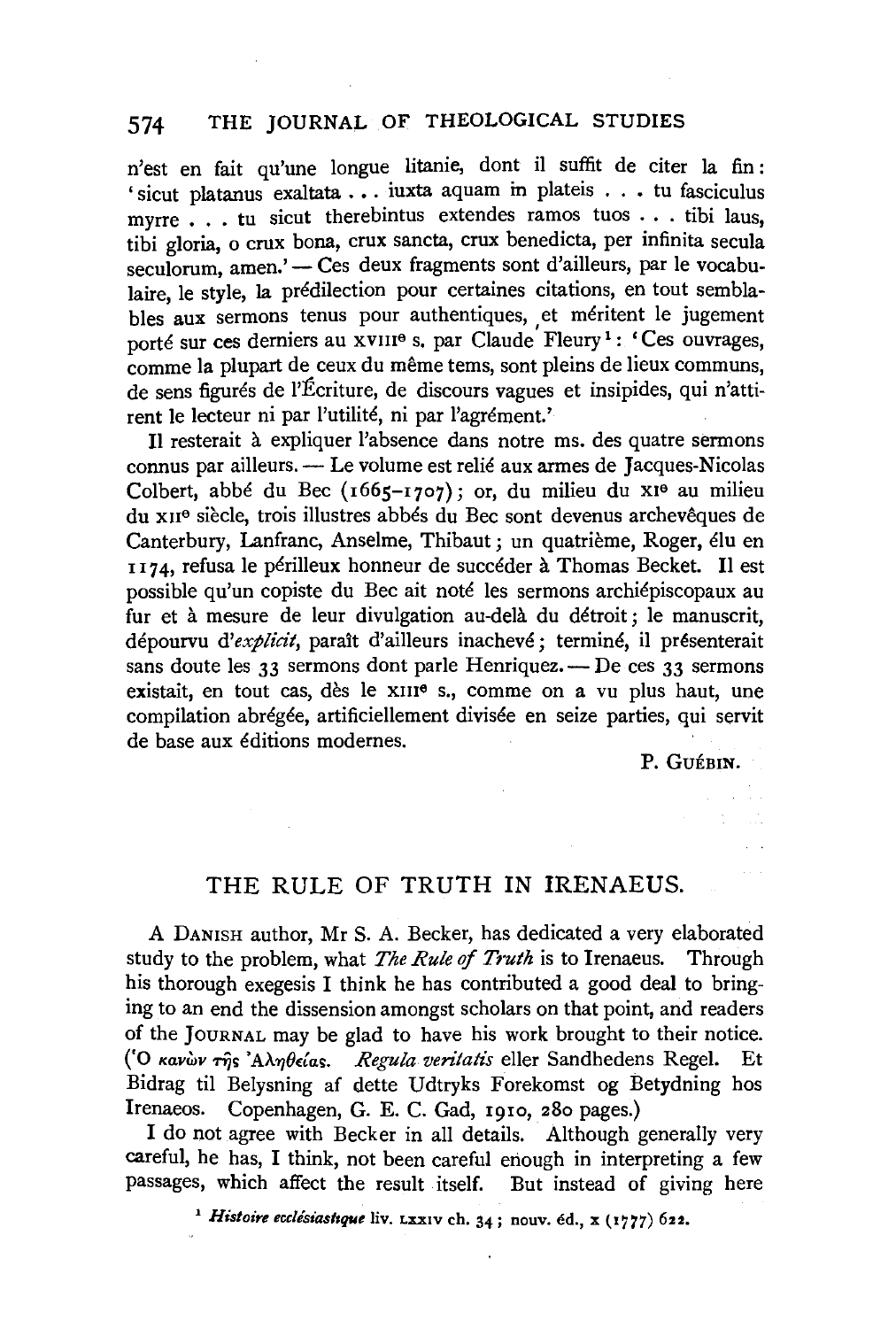n'est en fait qu'une longue litanie, dont il suffit de citer la fin: 'sicut platanus exaltata . . . iuxta aquam in plateis . . . tu fasciculus myrre . . . tu sicut therebintus extendes ramos tuos . . . tibi laus, tibi gloria, o crux bona, crux sancta, crux benedicta, per infinita secula seculorum, amen.' — Ces deux fragments sont d'ailleurs, par le vocabulaire, le style, la prédilection pour certaines citations, en tout semblables aux sermons tenus pour authentiques, et méritent le jugement porté sur ces derniers au XVIIIe s. par Claude Fleury[1]: 'Ces ouvrages, comme la plupart de ceux du même tems, sont pleins de lieux communs, de sens figurés de l'Écriture, de discours vagues et insipides, qui n'attirent le lecteur ni par l'utilité, ni par l'agrément.'

Il resterait à expliquer l'absence dans notre ms. des quatre sermons connus par ailleurs. — Le volume est relié aux armes de Jacques-Nicolas Colbert, abbé du Bec (1665–1707); or, du milieu du XIe au milieu du XIIe siècle, trois illustres abbés du Bec sont devenus archevêques de Canterbury, Lanfranc, Anselme, Thibaut; un quatrième, Roger, élu en 1174, refusa le périlleux honneur de succéder à Thomas Becket. Il est possible qu'un copiste du Bec ait noté les sermons archiépiscopaux au fur et à mesure de leur divulgation au-delà du détroit; le manuscrit, dépourvu d'*explicit*, paraît d'ailleurs inachevé; terminé, il présenterait sans doute les 33 sermons dont parle Henriquez. — De ces 33 sermons existait, en tout cas, dès le XIIIe s., comme on a vu plus haut, une compilation abrégée, artificiellement divisée en seize parties, qui servit de base aux éditions modernes.

P. GUÉBIN.

## THE RULE OF TRUTH IN IRENAEUS.

A DANISH author, Mr S. A. Becker, has dedicated a very elaborated study to the problem, what *The Rule of Truth* is to Irenaeus. Through his thorough exegesis I think he has contributed a good deal to bringing to an end the dissension amongst scholars on that point, and readers of the JOURNAL may be glad to have his work brought to their notice. (Ὁ κανὼν τῆς Ἀληθείας. *Regula veritatis* eller Sandhedens Regel. Et Bidrag til Belysning af dette Udtryks Forekomst og Betydning hos Irenaeos. Copenhagen, G. E. C. Gad, 1910, 280 pages.)

I do not agree with Becker in all details. Although generally very careful, he has, I think, not been careful enough in interpreting a few passages, which affect the result itself. But instead of giving here

[1] *Histoire ecclésiastique* liv. LXXIV ch. 34; nouv. éd., X (1777) 622.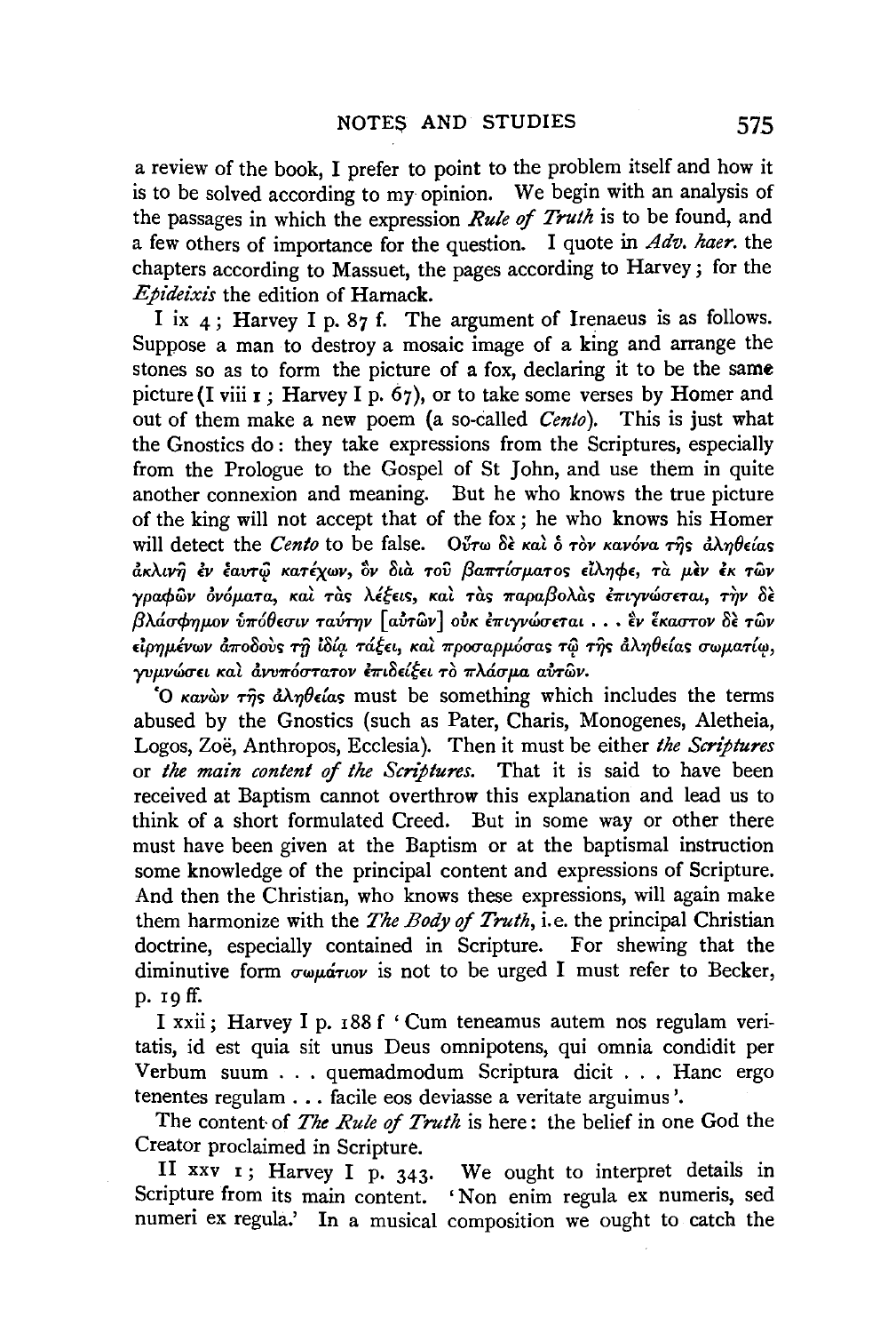a review of the book, I prefer to point to the problem itself and how it is to be solved according to my opinion. We begin with an analysis of the passages in which the expression *Rule of Truth* is to be found, and a few others of importance for the question. I quote in *Adv. haer.* the chapters according to Massuet, the pages according to Harvey; for the *Epideixis* the edition of Harnack.

I ix 4; Harvey I p. 87 f. The argument of Irenaeus is as follows. Suppose a man to destroy a mosaic image of a king and arrange the stones so as to form the picture of a fox, declaring it to be the same picture (I viii 1; Harvey I p. 67), or to take some verses by Homer and out of them make a new poem (a so-called *Cento*). This is just what the Gnostics do: they take expressions from the Scriptures, especially from the Prologue to the Gospel of St John, and use them in quite another connexion and meaning. But he who knows the true picture of the king will not accept that of the fox; he who knows his Homer will detect the *Cento* to be false. Οὕτω δὲ καὶ ὁ τὸν κανόνα τῆς ἀληθείας ἀκλινῆ ἐν ἑαυτῷ κατέχων, ὃν διὰ τοῦ βαπτίσματος εἴληφε, τὰ μὲν ἐκ τῶν γραφῶν ὀνόματα, καὶ τὰς λέξεις, καὶ τὰς παραβολὰς ἐπιγνώσεται, τὴν δὲ βλάσφημον ὑπόθεσιν ταύτην [αὐτῶν] οὐκ ἐπιγνώσεται . . . ἓν ἕκαστον δὲ τῶν εἰρημένων ἀποδοὺς τῇ ἰδίᾳ τάξει, καὶ προσαρμόσας τῷ τῆς ἀληθείας σωματίῳ, γυμνώσει καὶ ἀνυπόστατον ἐπιδείξει τὸ πλάσμα αὐτῶν.

Ὁ κανὼν τῆς ἀληθείας must be something which includes the terms abused by the Gnostics (such as Pater, Charis, Monogenes, Aletheia, Logos, Zoë, Anthropos, Ecclesia). Then it must be either *the Scriptures* or *the main content of the Scriptures*. That it is said to have been received at Baptism cannot overthrow this explanation and lead us to think of a short formulated Creed. But in some way or other there must have been given at the Baptism or at the baptismal instruction some knowledge of the principal content and expressions of Scripture. And then the Christian, who knows these expressions, will again make them harmonize with the *The Body of Truth*, i.e. the principal Christian doctrine, especially contained in Scripture. For shewing that the diminutive form σωμάτιον is not to be urged I must refer to Becker, p. 19 ff.

I xxii; Harvey I p. 188 f 'Cum teneamus autem nos regulam veritatis, id est quia sit unus Deus omnipotens, qui omnia condidit per Verbum suum . . . quemadmodum Scriptura dicit . . . Hanc ergo tenentes regulam . . . facile eos deviasse a veritate arguimus'.

The content of *The Rule of Truth* is here: the belief in one God the Creator proclaimed in Scripture.

II xxv 1; Harvey I p. 343. We ought to interpret details in Scripture from its main content. 'Non enim regula ex numeris, sed numeri ex regula.' In a musical composition we ought to catch the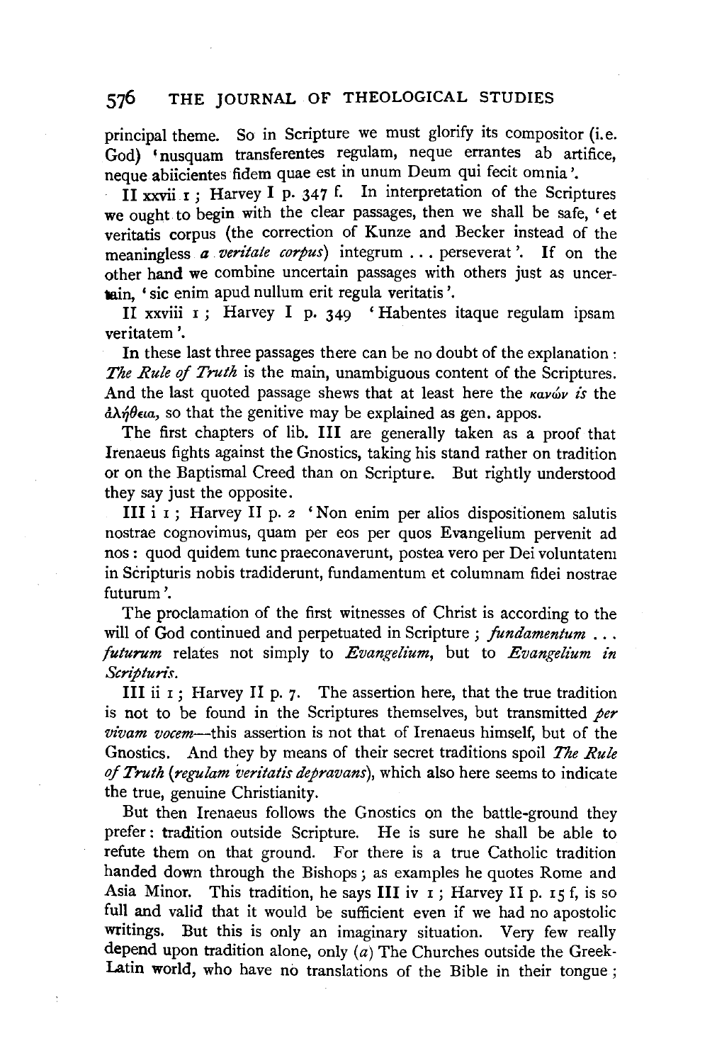principal theme. So in Scripture we must glorify its compositor (i.e. God) 'nusquam transferentes regulam, neque errantes ab artifice, neque abiicientes fidem quae est in unum Deum qui fecit omnia'.

II xxvii 1; Harvey I p. 347 f. In interpretation of the Scriptures we ought to begin with the clear passages, then we shall be safe, 'et veritatis corpus (the correction of Kunze and Becker instead of the meaningless *a veritate corpus*) integrum . . . perseverat'. If on the other hand we combine uncertain passages with others just as uncertain, 'sic enim apud nullum erit regula veritatis'.

II xxviii 1; Harvey I p. 349 'Habentes itaque regulam ipsam veritatem'.

In these last three passages there can be no doubt of the explanation: *The Rule of Truth* is the main, unambiguous content of the Scriptures. And the last quoted passage shews that at least here the κανών *is* the ἀλήθεια, so that the genitive may be explained as gen. appos.

The first chapters of lib. III are generally taken as a proof that Irenaeus fights against the Gnostics, taking his stand rather on tradition or on the Baptismal Creed than on Scripture. But rightly understood they say just the opposite.

III i 1; Harvey II p. 2 'Non enim per alios dispositionem salutis nostrae cognovimus, quam per eos per quos Evangelium pervenit ad nos: quod quidem tunc praeconaverunt, postea vero per Dei voluntatem in Scripturis nobis tradiderunt, fundamentum et columnam fidei nostrae futurum'.

The proclamation of the first witnesses of Christ is according to the will of God continued and perpetuated in Scripture; *fundamentum . . . futurum* relates not simply to *Evangelium*, but to *Evangelium in Scripturis*.

III ii 1; Harvey II p. 7. The assertion here, that the true tradition is not to be found in the Scriptures themselves, but transmitted *per vivam vocem*—this assertion is not that of Irenaeus himself, but of the Gnostics. And they by means of their secret traditions spoil *The Rule of Truth* (*regulam veritatis depravans*), which also here seems to indicate the true, genuine Christianity.

But then Irenaeus follows the Gnostics on the battle-ground they prefer: tradition outside Scripture. He is sure he shall be able to refute them on that ground. For there is a true Catholic tradition handed down through the Bishops; as examples he quotes Rome and Asia Minor. This tradition, he says III iv 1; Harvey II p. 15 f, is so full and valid that it would be sufficient even if we had no apostolic writings. But this is only an imaginary situation. Very few really depend upon tradition alone, only (*a*) The Churches outside the Greek-Latin world, who have no translations of the Bible in their tongue;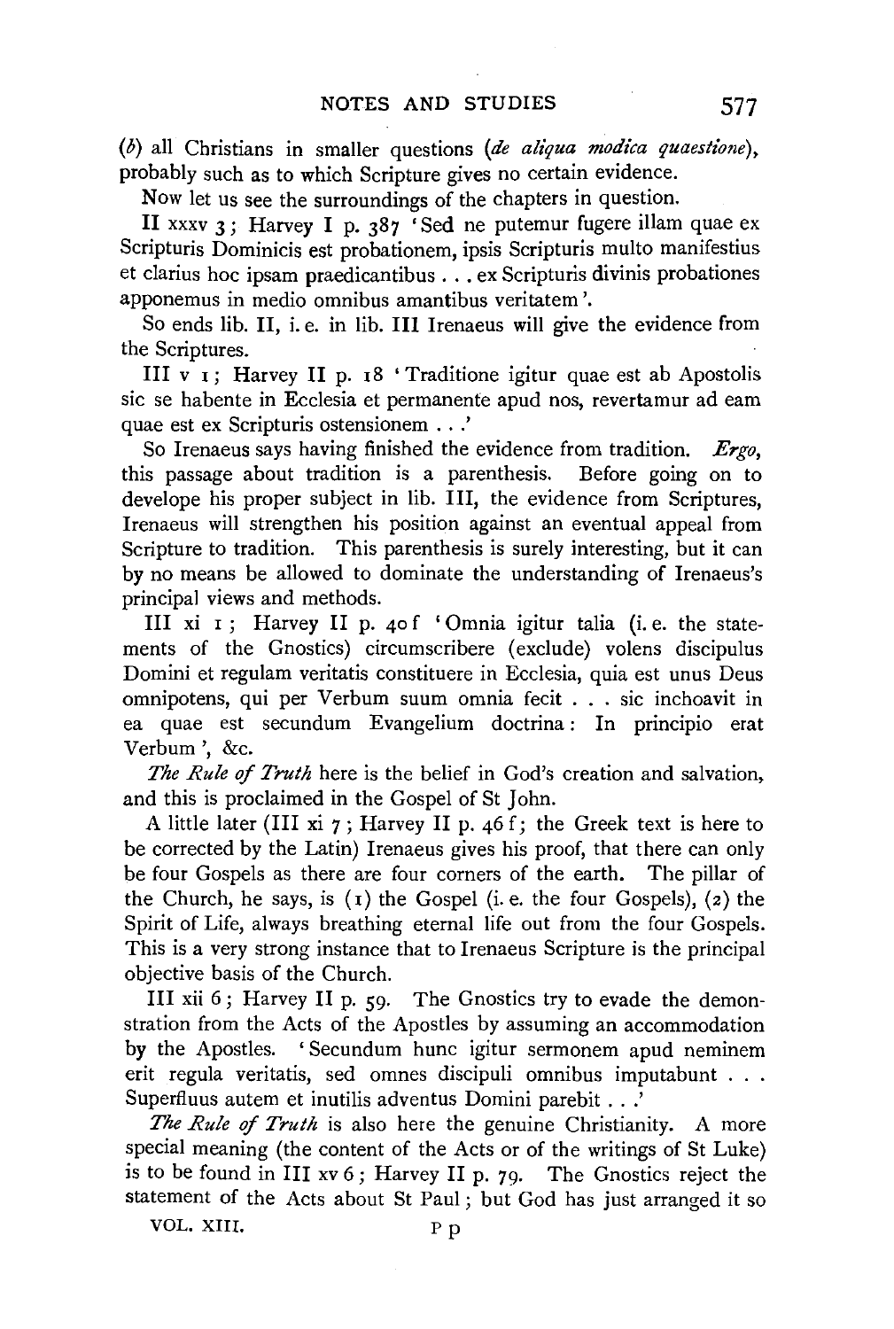(*b*) all Christians in smaller questions (*de aliqua modica quaestione*), probably such as to which Scripture gives no certain evidence.

Now let us see the surroundings of the chapters in question.

II xxxv 3; Harvey I p. 387 'Sed ne putemur fugere illam quae ex Scripturis Dominicis est probationem, ipsis Scripturis multo manifestius et clarius hoc ipsam praedicantibus . . . ex Scripturis divinis probationes apponemus in medio omnibus amantibus veritatem'.

So ends lib. II, i. e. in lib. III Irenaeus will give the evidence from the Scriptures.

III v 1; Harvey II p. 18 'Traditione igitur quae est ab Apostolis sic se habente in Ecclesia et permanente apud nos, revertamur ad eam quae est ex Scripturis ostensionem . . .'

So Irenaeus says having finished the evidence from tradition. *Ergo*, this passage about tradition is a parenthesis. Before going on to develope his proper subject in lib. III, the evidence from Scriptures, Irenaeus will strengthen his position against an eventual appeal from Scripture to tradition. This parenthesis is surely interesting, but it can by no means be allowed to dominate the understanding of Irenaeus's principal views and methods.

III xi 1; Harvey II p. 40 f 'Omnia igitur talia (i. e. the statements of the Gnostics) circumscribere (exclude) volens discipulus Domini et regulam veritatis constituere in Ecclesia, quia est unus Deus omnipotens, qui per Verbum suum omnia fecit . . . sic inchoavit in ea quae est secundum Evangelium doctrina: In principio erat Verbum', &c.

*The Rule of Truth* here is the belief in God's creation and salvation, and this is proclaimed in the Gospel of St John.

A little later (III xi 7; Harvey II p. 46 f; the Greek text is here to be corrected by the Latin) Irenaeus gives his proof, that there can only be four Gospels as there are four corners of the earth. The pillar of the Church, he says, is (1) the Gospel (i. e. the four Gospels), (2) the Spirit of Life, always breathing eternal life out from the four Gospels. This is a very strong instance that to Irenaeus Scripture is the principal objective basis of the Church.

III xii 6; Harvey II p. 59. The Gnostics try to evade the demonstration from the Acts of the Apostles by assuming an accommodation by the Apostles. 'Secundum hunc igitur sermonem apud neminem erit regula veritatis, sed omnes discipuli omnibus imputabunt . . . Superfluus autem et inutilis adventus Domini parebit . . .'

*The Rule of Truth* is also here the genuine Christianity. A more special meaning (the content of the Acts or of the writings of St Luke) is to be found in III xv 6; Harvey II p. 79. The Gnostics reject the statement of the Acts about St Paul; but God has just arranged it so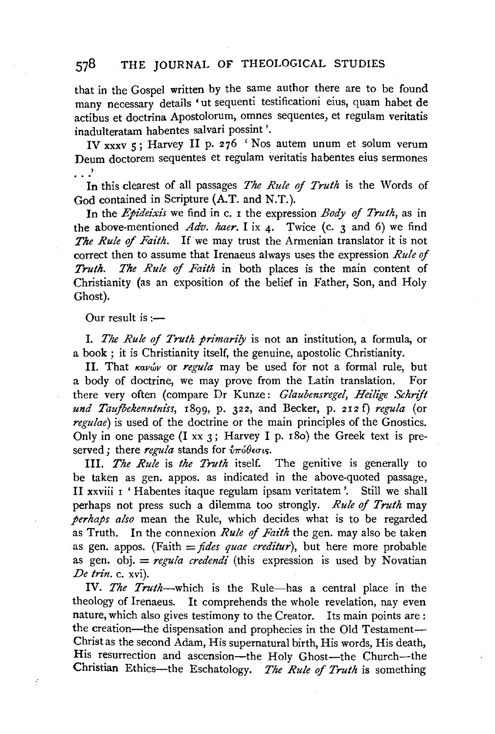that in the Gospel written by the same author there are to be found many necessary details 'ut sequenti testificationi eius, quam habet de actibus et doctrina Apostolorum, omnes sequentes, et regulam veritatis inadulteratam habentes salvari possint'.

IV xxxv 5; Harvey II p. 276 'Nos autem unum et solum verum Deum doctorem sequentes et regulam veritatis habentes eius sermones . . .'

In this clearest of all passages *The Rule of Truth* is the Words of God contained in Scripture (A.T. and N.T.).

In the *Epideixis* we find in c. 1 the expression *Body of Truth*, as in the above-mentioned *Adv. haer.* I ix 4. Twice (c. 3 and 6) we find *The Rule of Faith*. If we may trust the Armenian translator it is not correct then to assume that Irenaeus always uses the expression *Rule of Truth*. *The Rule of Faith* in both places is the main content of Christianity (as an exposition of the belief in Father, Son, and Holy Ghost).

Our result is :—

I. *The Rule of Truth primarily* is not an institution, a formula, or a book; it is Christianity itself, the genuine, apostolic Christianity.

II. That κανών or *regula* may be used for not a formal rule, but a body of doctrine, we may prove from the Latin translation. For there very often (compare Dr Kunze: *Glaubensregel, Heilige Schrift und Taufbekenntniss*, 1899, p. 322, and Becker, p. 212 f) *regula* (or *regulae*) is used of the doctrine or the main principles of the Gnostics. Only in one passage (I xx 3; Harvey I p. 180) the Greek text is preserved; there *regula* stands for ὑπόθεσις.

III. *The Rule* is *the Truth* itself. The genitive is generally to be taken as gen. appos. as indicated in the above-quoted passage, II xxviii 1 'Habentes itaque regulam ipsam veritatem'. Still we shall perhaps not press such a dilemma too strongly. *Rule of Truth* may *perhaps also* mean the Rule, which decides what is to be regarded as Truth. In the connexion *Rule of Faith* the gen. may also be taken as gen. appos. (Faith = *fides quae creditur*), but here more probable as gen. obj. = *regula credendi* (this expression is used by Novatian *De trin.* c. xvi).

IV. *The Truth*—which is the Rule—has a central place in the theology of Irenaeus. It comprehends the whole revelation, nay even nature, which also gives testimony to the Creator. Its main points are: the creation—the dispensation and prophecies in the Old Testament—Christ as the second Adam, His supernatural birth, His words, His death, His resurrection and ascension—the Holy Ghost—the Church—the Christian Ethics—the Eschatology. *The Rule of Truth* is something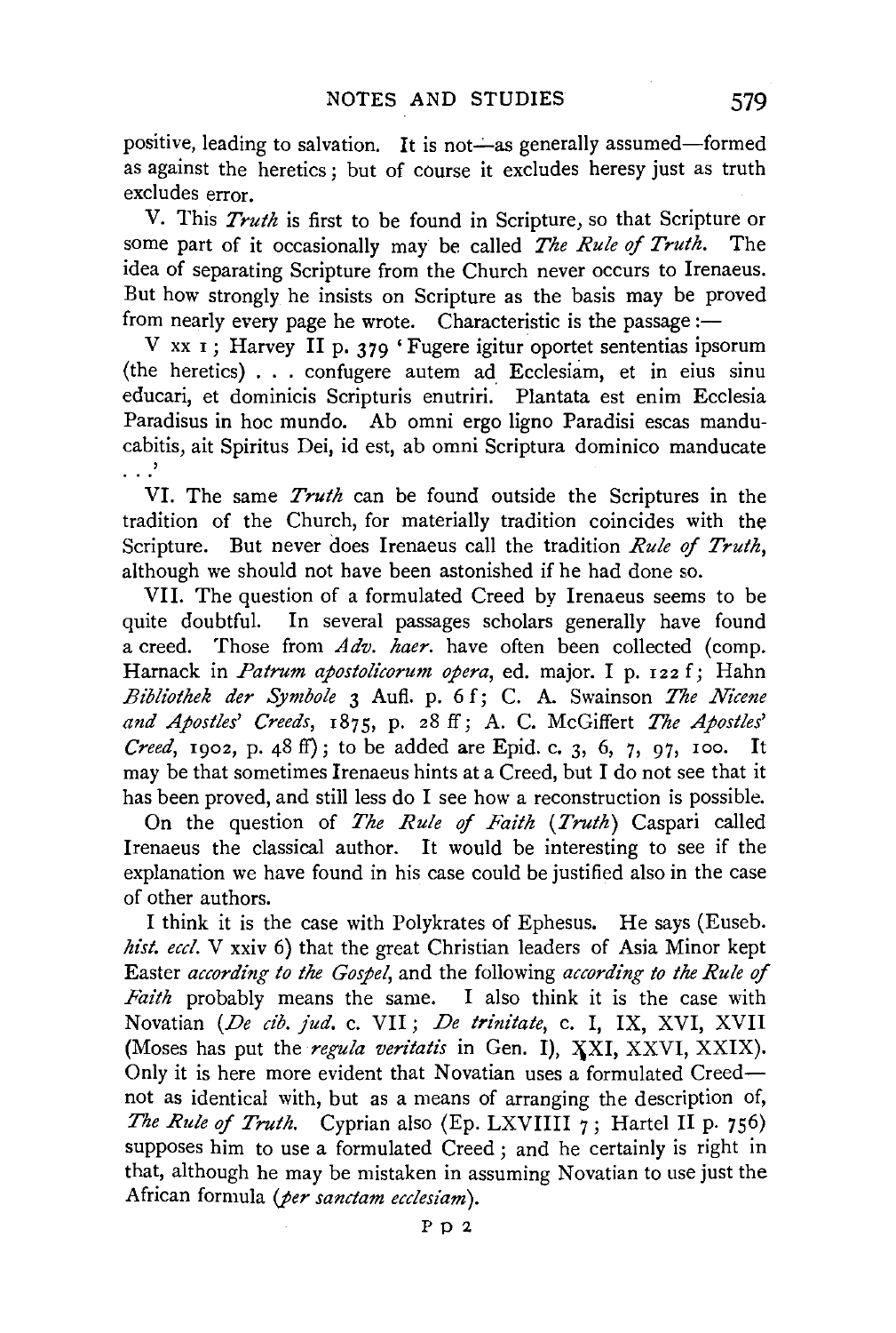positive, leading to salvation. It is not—as generally assumed—formed as against the heretics; but of course it excludes heresy just as truth excludes error.

V. This *Truth* is first to be found in Scripture, so that Scripture or some part of it occasionally may be called *The Rule of Truth.* The idea of separating Scripture from the Church never occurs to Irenaeus. But how strongly he insists on Scripture as the basis may be proved from nearly every page he wrote. Characteristic is the passage:—

V xx 1; Harvey II p. 379 'Fugere igitur oportet sententias ipsorum (the heretics) . . . confugere autem ad Ecclesiam, et in eius sinu educari, et dominicis Scripturis enutriri. Plantata est enim Ecclesia Paradisus in hoc mundo. Ab omni ergo ligno Paradisi escas manducabitis, ait Spiritus Dei, id est, ab omni Scriptura dominico manducate . . .'

VI. The same *Truth* can be found outside the Scriptures in the tradition of the Church, for materially tradition coincides with the Scripture. But never does Irenaeus call the tradition *Rule of Truth*, although we should not have been astonished if he had done so.

VII. The question of a formulated Creed by Irenaeus seems to be quite doubtful. In several passages scholars generally have found a creed. Those from *Adv. haer.* have often been collected (comp. Harnack in *Patrum apostolicorum opera*, ed. major. I p. 122 f; Hahn *Bibliothek der Symbole* 3 Aufl. p. 6 f; C. A. Swainson *The Nicene and Apostles' Creeds*, 1875, p. 28 ff; A. C. McGiffert *The Apostles' Creed*, 1902, p. 48 ff); to be added are Epid. c. 3, 6, 7, 97, 100. It may be that sometimes Irenaeus hints at a Creed, but I do not see that it has been proved, and still less do I see how a reconstruction is possible.

On the question of *The Rule of Faith* (*Truth*) Caspari called Irenaeus the classical author. It would be interesting to see if the explanation we have found in his case could be justified also in the case of other authors.

I think it is the case with Polykrates of Ephesus. He says (Euseb. *hist. eccl.* V xxiv 6) that the great Christian leaders of Asia Minor kept Easter *according to the Gospel*, and the following *according to the Rule of Faith* probably means the same. I also think it is the case with Novatian (*De cib. jud.* c. VII; *De trinitate*, c. I, IX, XVI, XVII (Moses has put the *regula veritatis* in Gen. I), XXI, XXVI, XXIX). Only it is here more evident that Novatian uses a formulated Creed—not as identical with, but as a means of arranging the description of, *The Rule of Truth.* Cyprian also (Ep. LXVIIII 7; Hartel II p. 756) supposes him to use a formulated Creed; and he certainly is right in that, although he may be mistaken in assuming Novatian to use just the African formula (*per sanctam ecclesiam*).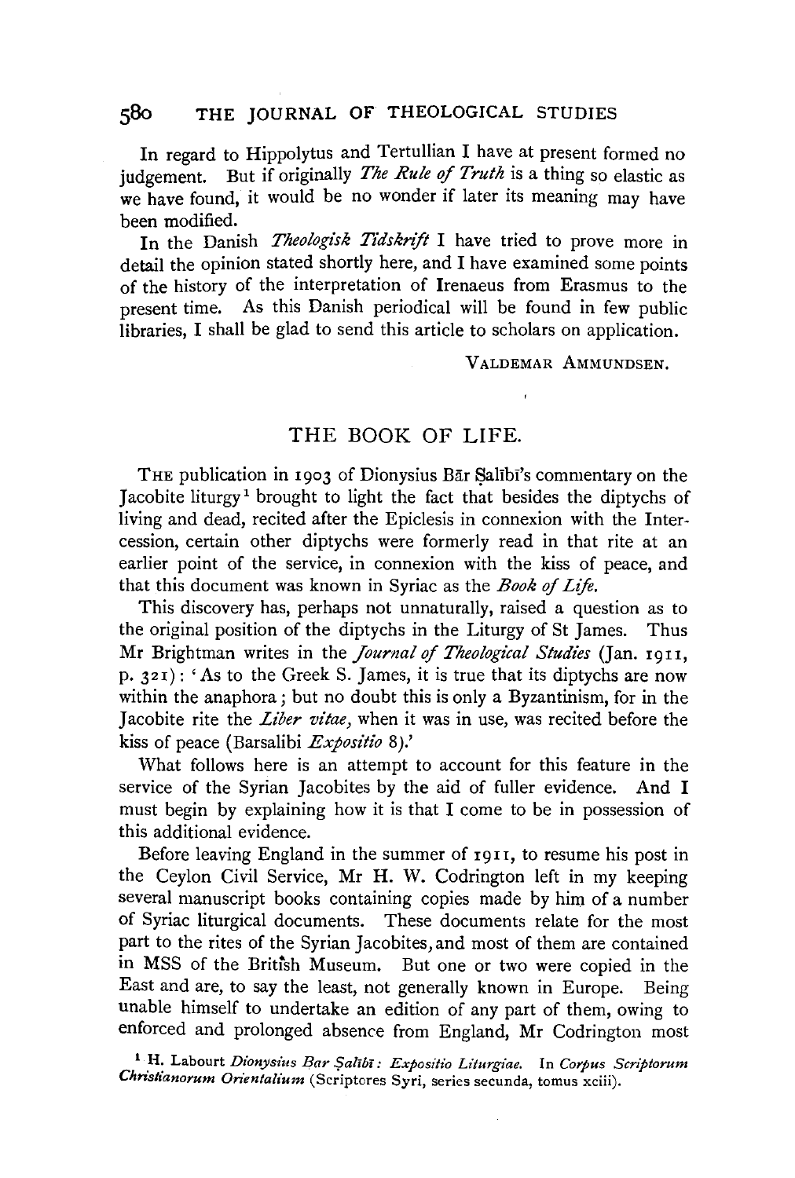In regard to Hippolytus and Tertullian I have at present formed no judgement. But if originally *The Rule of Truth* is a thing so elastic as we have found, it would be no wonder if later its meaning may have been modified.

In the Danish *Theologisk Tidskrift* I have tried to prove more in detail the opinion stated shortly here, and I have examined some points of the history of the interpretation of Irenaeus from Erasmus to the present time. As this Danish periodical will be found in few public libraries, I shall be glad to send this article to scholars on application.

VALDEMAR AMMUNDSEN.

## THE BOOK OF LIFE.

THE publication in 1903 of Dionysius Bār Ṣalībī's commentary on the Jacobite liturgy[1] brought to light the fact that besides the diptychs of living and dead, recited after the Epiclesis in connexion with the Intercession, certain other diptychs were formerly read in that rite at an earlier point of the service, in connexion with the kiss of peace, and that this document was known in Syriac as the *Book of Life*.

This discovery has, perhaps not unnaturally, raised a question as to the original position of the diptychs in the Liturgy of St James. Thus Mr Brightman writes in the *Journal of Theological Studies* (Jan. 1911, p. 321): 'As to the Greek S. James, it is true that its diptychs are now within the anaphora; but no doubt this is only a Byzantinism, for in the Jacobite rite the *Liber vitae*, when it was in use, was recited before the kiss of peace (Barsalibi *Expositio* 8).'

What follows here is an attempt to account for this feature in the service of the Syrian Jacobites by the aid of fuller evidence. And I must begin by explaining how it is that I come to be in possession of this additional evidence.

Before leaving England in the summer of 1911, to resume his post in the Ceylon Civil Service, Mr H. W. Codrington left in my keeping several manuscript books containing copies made by him of a number of Syriac liturgical documents. These documents relate for the most part to the rites of the Syrian Jacobites, and most of them are contained in MSS of the British Museum. But one or two were copied in the East and are, to say the least, not generally known in Europe. Being unable himself to undertake an edition of any part of them, owing to enforced and prolonged absence from England, Mr Codrington most

[1] H. Labourt *Dionysius Bar Ṣalībī: Expositio Liturgiae*. In *Corpus Scriptorum Christianorum Orientalium* (Scriptores Syri, series secunda, tomus xciii).